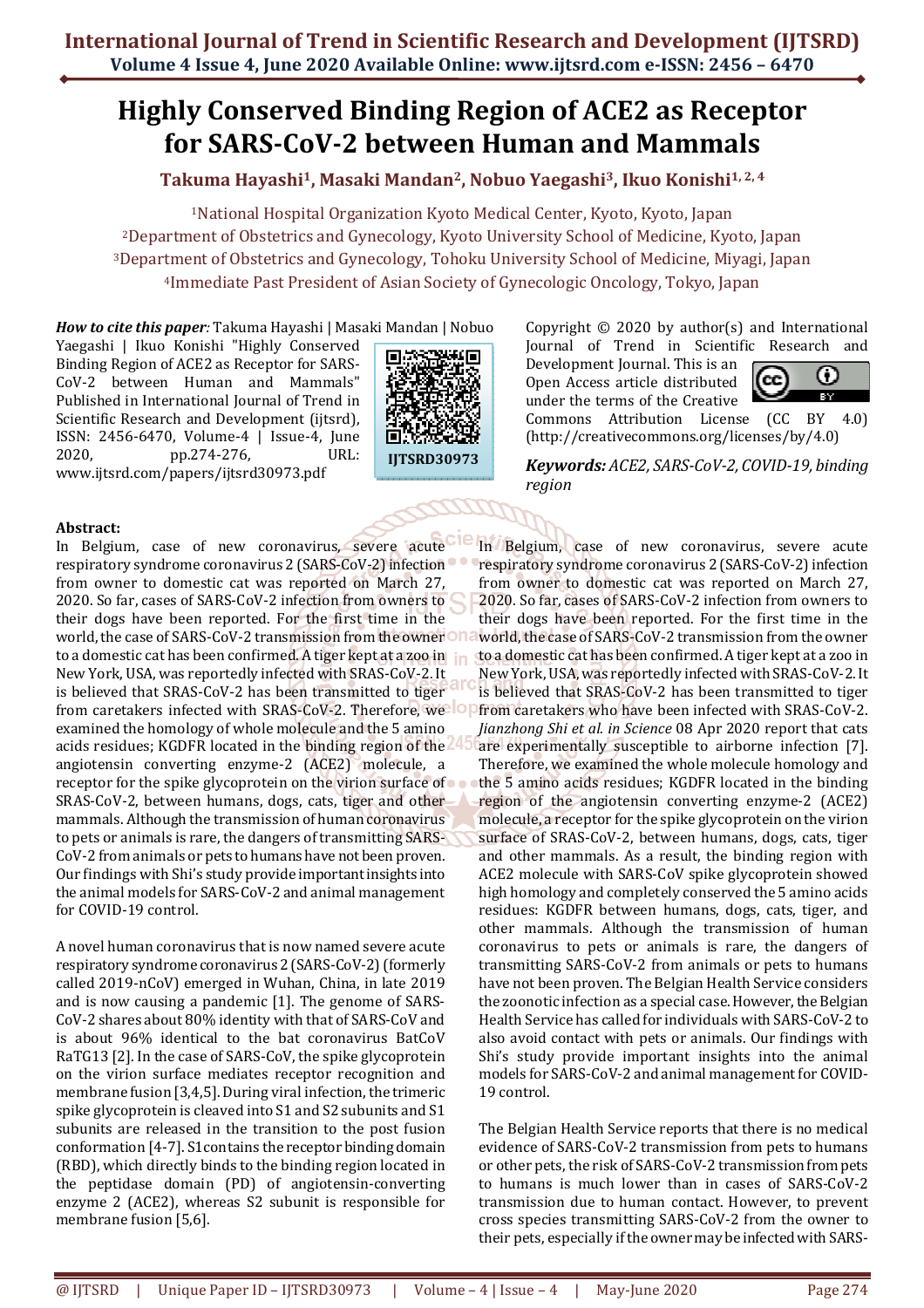# Highly Conserved Binding Region of ACE2 as Receptor for SARS-CoV-2 between Human and Mammals

**Takuma Hayashi[1], Masaki Mandan[2], Nobuo Yaegashi[3], Ikuo Konishi[1, 2, 4]**

[1]National Hospital Organization Kyoto Medical Center, Kyoto, Kyoto, Japan
[2]Department of Obstetrics and Gynecology, Kyoto University School of Medicine, Kyoto, Japan
[3]Department of Obstetrics and Gynecology, Tohoku University School of Medicine, Miyagi, Japan
[4]Immediate Past President of Asian Society of Gynecologic Oncology, Tokyo, Japan

***How to cite this paper:*** Takuma Hayashi | Masaki Mandan | Nobuo Yaegashi | Ikuo Konishi "Highly Conserved Binding Region of ACE2 as Receptor for SARS-CoV-2 between Human and Mammals" Published in International Journal of Trend in Scientific Research and Development (ijtsrd), ISSN: 2456-6470, Volume-4 | Issue-4, June 2020, pp.274-276, URL: www.ijtsrd.com/papers/ijtsrd30973.pdf

IJTSRD30973

Copyright © 2020 by author(s) and International Journal of Trend in Scientific Research and Development Journal. This is an Open Access article distributed under the terms of the Creative Commons Attribution License (CC BY 4.0) (http://creativecommons.org/licenses/by/4.0)

***Keywords:*** *ACE2, SARS-CoV-2, COVID-19, binding region*

**Abstract:**
In Belgium, case of new coronavirus, severe acute respiratory syndrome coronavirus 2 (SARS-CoV-2) infection from owner to domestic cat was reported on March 27, 2020. So far, cases of SARS-CoV-2 infection from owners to their dogs have been reported. For the first time in the world, the case of SARS-CoV-2 transmission from the owner to a domestic cat has been confirmed. A tiger kept at a zoo in New York, USA, was reportedly infected with SRAS-CoV-2. It is believed that SRAS-CoV-2 has been transmitted to tiger from caretakers infected with SRAS-CoV-2. Therefore, we examined the homology of whole molecule and the 5 amino acids residues; KGDFR located in the binding region of the angiotensin converting enzyme-2 (ACE2) molecule, a receptor for the spike glycoprotein on the virion surface of SRAS-CoV-2, between humans, dogs, cats, tiger and other mammals. Although the transmission of human coronavirus to pets or animals is rare, the dangers of transmitting SARS-CoV-2 from animals or pets to humans have not been proven. Our findings with Shi's study provide important insights into the animal models for SARS-CoV-2 and animal management for COVID-19 control.

A novel human coronavirus that is now named severe acute respiratory syndrome coronavirus 2 (SARS-CoV-2) (formerly called 2019-nCoV) emerged in Wuhan, China, in late 2019 and is now causing a pandemic [1]. The genome of SARS-CoV-2 shares about 80% identity with that of SARS-CoV and is about 96% identical to the bat coronavirus BatCoV RaTG13 [2]. In the case of SARS-CoV, the spike glycoprotein on the virion surface mediates receptor recognition and membrane fusion [3,4,5]. During viral infection, the trimeric spike glycoprotein is cleaved into S1 and S2 subunits and S1 subunits are released in the transition to the post fusion conformation [4-7]. S1 contains the receptor binding domain (RBD), which directly binds to the binding region located in the peptidase domain (PD) of angiotensin-converting enzyme 2 (ACE2), whereas S2 subunit is responsible for membrane fusion [5,6].

In Belgium, case of new coronavirus, severe acute respiratory syndrome coronavirus 2 (SARS-CoV-2) infection from owner to domestic cat was reported on March 27, 2020. So far, cases of SARS-CoV-2 infection from owners to their dogs have been reported. For the first time in the world, the case of SARS-CoV-2 transmission from the owner to a domestic cat has been confirmed. A tiger kept at a zoo in New York, USA, was reportedly infected with SRAS-CoV-2. It is believed that SRAS-CoV-2 has been transmitted to tiger from caretakers who have been infected with SRAS-CoV-2. *Jianzhong Shi et al. in Science* 08 Apr 2020 report that cats are experimentally susceptible to airborne infection [7]. Therefore, we examined the whole molecule homology and the 5 amino acids residues; KGDFR located in the binding region of the angiotensin converting enzyme-2 (ACE2) molecule, a receptor for the spike glycoprotein on the virion surface of SRAS-CoV-2, between humans, dogs, cats, tiger and other mammals. As a result, the binding region with ACE2 molecule with SARS-CoV spike glycoprotein showed high homology and completely conserved the 5 amino acids residues: KGDFR between humans, dogs, cats, tiger, and other mammals. Although the transmission of human coronavirus to pets or animals is rare, the dangers of transmitting SARS-CoV-2 from animals or pets to humans have not been proven. The Belgian Health Service considers the zoonotic infection as a special case. However, the Belgian Health Service has called for individuals with SARS-CoV-2 to also avoid contact with pets or animals. Our findings with Shi's study provide important insights into the animal models for SARS-CoV-2 and animal management for COVID-19 control.

The Belgian Health Service reports that there is no medical evidence of SARS-CoV-2 transmission from pets to humans or other pets, the risk of SARS-CoV-2 transmission from pets to humans is much lower than in cases of SARS-CoV-2 transmission due to human contact. However, to prevent cross species transmitting SARS-CoV-2 from the owner to their pets, especially if the owner may be infected with SARS-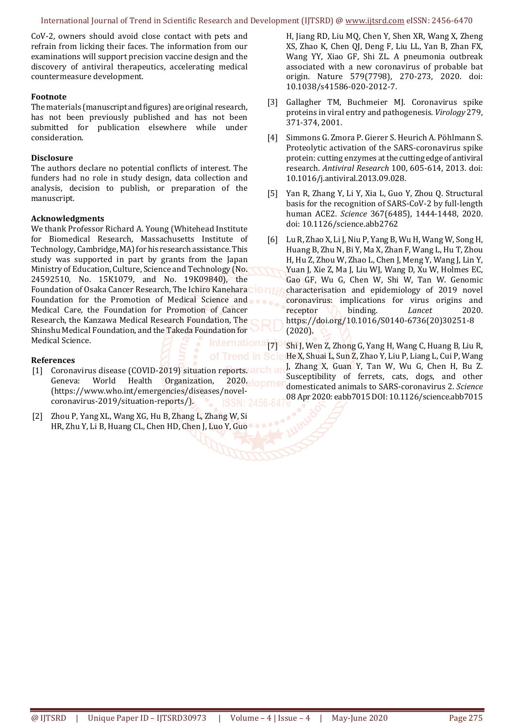CoV-2, owners should avoid close contact with pets and refrain from licking their faces. The information from our examinations will support precision vaccine design and the discovery of antiviral therapeutics, accelerating medical countermeasure development.

### Footnote

The materials (manuscript and figures) are original research, has not been previously published and has not been submitted for publication elsewhere while under consideration.

### Disclosure

The authors declare no potential conflicts of interest. The funders had no role in study design, data collection and analysis, decision to publish, or preparation of the manuscript.

### Acknowledgments

We thank Professor Richard A. Young (Whitehead Institute for Biomedical Research, Massachusetts Institute of Technology, Cambridge, MA) for his research assistance. This study was supported in part by grants from the Japan Ministry of Education, Culture, Science and Technology (No. 24592510, No. 15K1079, and No. 19K09840), the Foundation of Osaka Cancer Research, The Ichiro Kanehara Foundation for the Promotion of Medical Science and Medical Care, the Foundation for Promotion of Cancer Research, the Kanzawa Medical Research Foundation, The Shinshu Medical Foundation, and the Takeda Foundation for Medical Science.

### References

[1] Coronavirus disease (COVID-2019) situation reports. Geneva: World Health Organization, 2020. (https://www.who.int/emergencies/diseases/novel-coronavirus-2019/situation-reports/).

[2] Zhou P, Yang XL, Wang XG, Hu B, Zhang L, Zhang W, Si HR, Zhu Y, Li B, Huang CL, Chen HD, Chen J, Luo Y, Guo H, Jiang RD, Liu MQ, Chen Y, Shen XR, Wang X, Zheng XS, Zhao K, Chen QJ, Deng F, Liu LL, Yan B, Zhan FX, Wang YY, Xiao GF, Shi ZL. A pneumonia outbreak associated with a new coronavirus of probable bat origin. Nature 579(7798), 270-273, 2020. doi: 10.1038/s41586-020-2012-7.

[3] Gallagher TM, Buchmeier MJ. Coronavirus spike proteins in viral entry and pathogenesis. *Virology* 279, 371-374, 2001.

[4] Simmons G. Zmora P. Gierer S. Heurich A. Pöhlmann S. Proteolytic activation of the SARS-coronavirus spike protein: cutting enzymes at the cutting edge of antiviral research. *Antiviral Research* 100, 605-614, 2013. doi: 10.1016/j.antiviral.2013.09.028.

[5] Yan R, Zhang Y, Li Y, Xia L, Guo Y, Zhou Q. Structural basis for the recognition of SARS-CoV-2 by full-length human ACE2. *Science* 367(6485), 1444-1448, 2020. doi: 10.1126/science.abb2762

[6] Lu R, Zhao X, Li J, Niu P, Yang B, Wu H, Wang W, Song H, Huang B, Zhu N, Bi Y, Ma X, Zhan F, Wang L, Hu T, Zhou H, Hu Z, Zhou W, Zhao L, Chen J, Meng Y, Wang J, Lin Y, Yuan J, Xie Z, Ma J, Liu WJ, Wang D, Xu W, Holmes EC, Gao GF, Wu G, Chen W, Shi W, Tan W. Genomic characterisation and epidemiology of 2019 novel coronavirus: implications for virus origins and receptor binding. *Lancet* 2020. https://doi.org/10.1016/S0140-6736(20)30251-8 (2020).

[7] Shi J, Wen Z, Zhong G, Yang H, Wang C, Huang B, Liu R, He X, Shuai L, Sun Z, Zhao Y, Liu P, Liang L, Cui P, Wang J, Zhang X, Guan Y, Tan W, Wu G, Chen H, Bu Z. Susceptibility of ferrets, cats, dogs, and other domesticated animals to SARS-coronavirus 2. *Science* 08 Apr 2020: eabb7015 DOI: 10.1126/science.abb7015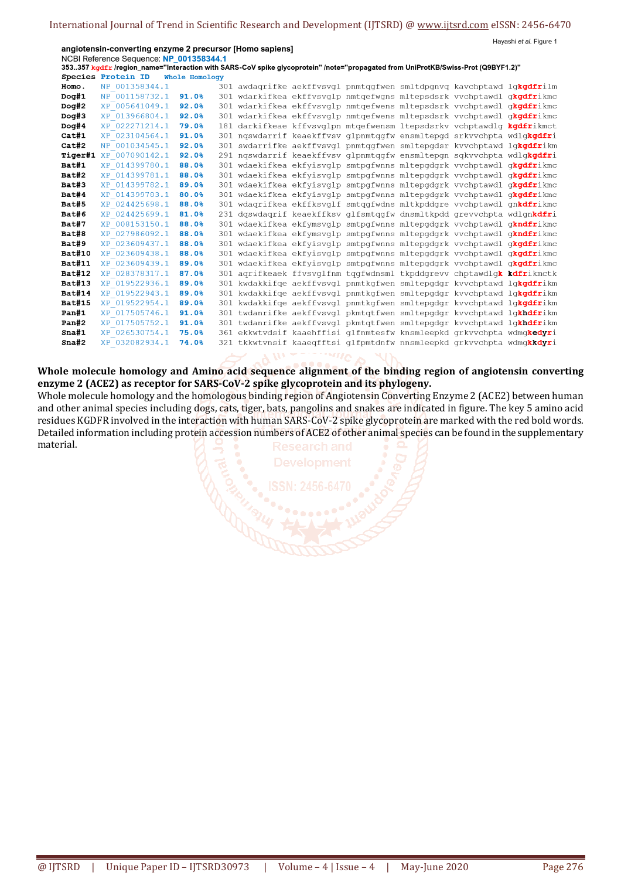Hayashi *et al.* Figure 1

**angiotensin-converting enzyme 2 precursor [Homo sapiens]**

NCBI Reference Sequence: **NP_001358344.1**

**353..357 kgdfr /region_name="Interaction with SARS-CoV spike glycoprotein" /note="propagated from UniProtKB/Swiss-Prot (Q9BYF1.2)"**

| Species | Protein ID | Whole Homology | Sequence |
|---|---|---|---|
| Homo. | NP_001358344.1 | | 301 awdaqrifke aekffvsvgl pnmtqgfwen smltdpgnvq kavchptawd lg**kgdfr**ilm |
| Dog#1 | NP_001158732.1 | 91.0% | 301 wdarkifkea ekffvsvglp nmtqefwgns mltepsdsrk vvchptawdl g**kgdfr**ikmc |
| Dog#2 | XP_005641049.1 | 92.0% | 301 wdarkifkea ekffvsvglp nmtqefwens mltepsdsrk vvchptawdl g**kgdfr**ikmc |
| Dog#3 | XP_013966804.1 | 92.0% | 301 wdarkifkea ekffvsvglp nmtqefwens mltepsdsrk vvchptawdl g**kgdfr**ikmc |
| Dog#4 | XP_022271214.1 | 79.0% | 181 darkifkeae kffvsvglpn mtqefwensm ltepsdsrkv vchptawdlg **kgdfr**ikmct |
| Cat#1 | XP_023104564.1 | 91.0% | 301 nqswdarrif keaekffvsv glpnmtqgfw ensmltepgd srkvvchpta wdlg**kgdfr**i |
| Cat#2 | NP_001034545.1 | 92.0% | 301 swdarrifke aekffvsvgl pnmtqgfwen smltepgdsr kvvchptawd lg**kgdfr**ikm |
| Tiger#1 | XP_007090142.1 | 92.0% | 291 nqswdarrif keaekffvsv glpnmtqgfw ensmltepgn sqkvvchpta wdlg**kgdfr**i |
| Bat#1 | XP_014399780.1 | 88.0% | 301 wdaekifkea ekfyisvglp smtpgfwnns mltepgdgrk vvchptawdl g**kgdfr**ikmc |
| Bat#2 | XP_014399781.1 | 88.0% | 301 wdaekifkea ekfyisvglp smtpgfwnns mltepgdgrk vvchptawdl g**kgdfr**ikmc |
| Bat#3 | XP_014399782.1 | 89.0% | 301 wdaekifkea ekfyisvglp smtpgfwnns mltepgdgrk vvchptawdl g**kgdfr**ikmc |
| Bat#4 | XP_014399703.1 | 80.0% | 301 wdaekifkea ekfyisvglp smtpgfwnns mltepgdgrk vvchptawdl g**kgdfr**ikmc |
| Bat#5 | XP_024425698.1 | 88.0% | 301 wdaqrifkea ekffksvglf smtqgfwdns mltkpddgre vvchptawdl gn**kdfr**ikmc |
| Bat#6 | XP_024425699.1 | 81.0% | 231 dqswdaqrif keaekffksv glfsmtqgfw dnsmltkpdd grevvchpta wdlgn**kdfr**i |
| Bat#7 | XP_008153150.1 | 88.0% | 301 wdaekifkea ekfymsvglp smtpgfwnns mltepgdgrk vvchptawdl g**kndfr**ikmc |
| Bat#8 | XP_027986092.1 | 88.0% | 301 wdaekifkea ekfymsvglp smtpgfwnns mltepgdgrk vvchptawdl g**kndfr**ikmc |
| Bat#9 | XP_023609437.1 | 88.0% | 301 wdaekifkea ekfyisvglp smtpgfwnns mltepgdgrk vvchptawdl g**kgdfr**ikmc |
| Bat#10 | XP_023609438.1 | 88.0% | 301 wdaekifkea ekfyisvglp smtpgfwnns mltepgdgrk vvchptawdl g**kgdfr**ikmc |
| Bat#11 | XP_023609439.1 | 89.0% | 301 wdaekifkea ekfyisvglp smtpgfwnns mltepgdgrk vvchptawdl g**kgdfr**ikmc |
| Bat#12 | XP_028378317.1 | 87.0% | 301 aqrifkeaek ffvsvglfnm tqgfwdnsml tkpddgrevv chptawdlg**k** **kdfr**ikmctk |
| Bat#13 | XP_019522936.1 | 89.0% | 301 kwdakkifqe aekffvsvgl pnmtkgfwen smltepgdgr kvvchptawd lg**kgdfr**ikm |
| Bat#14 | XP_019522943.1 | 89.0% | 301 kwdakkifqe aekffvsvgl pnmtkgfwen smltepgdgr kvvchptawd lg**kgdfr**ikm |
| Bat#15 | XP_019522954.1 | 89.0% | 301 kwdakkifqe aekffvsvgl pnmtkgfwen smltepgdgr kvvchptawd lg**kgdfr**ikm |
| Pan#1 | XP_017505746.1 | 91.0% | 301 twdanrifke aekffvsvgl pkmtqtfwen smltepgdgr kvvchptawd lg**khdfr**ikm |
| Pan#2 | XP_017505752.1 | 91.0% | 301 twdanrifke aekffvsvgl pkmtqtfwen smltepgdgr kvvchptawd lg**khdfr**ikm |
| Sna#1 | XP_026530754.1 | 75.0% | 361 ekkwtvdsif kaaehffisi glfnmtesfw knsmleepkd grkvvchpta wdmg**kedyr**i |
| Sna#2 | XP_032082934.1 | 74.0% | 321 tkkwtvnsif kaaeqfftsi glfpmtdnfw nnsmleepkd grkvvchpta wdmg**kkdyr**i |

**Whole molecule homology and Amino acid sequence alignment of the binding region of angiotensin converting enzyme 2 (ACE2) as receptor for SARS-CoV-2 spike glycoprotein and its phylogeny.**

Whole molecule homology and the homologous binding region of Angiotensin Converting Enzyme 2 (ACE2) between human and other animal species including dogs, cats, tiger, bats, pangolins and snakes are indicated in figure. The key 5 amino acid residues KGDFR involved in the interaction with human SARS-CoV-2 spike glycoprotein are marked with the red bold words. Detailed information including protein accession numbers of ACE2 of other animal species can be found in the supplementary material.